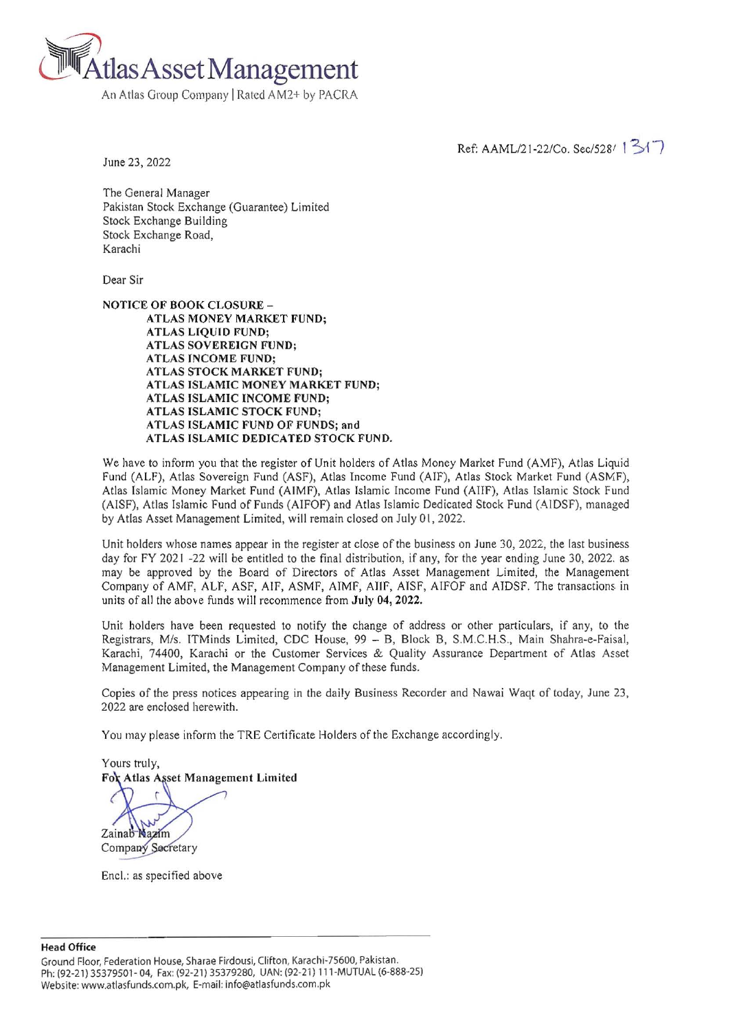# Atlas Asset Management

An Atlas Group Company | Rated AM2+ by PACRA

Ref: AAML/21-22/Co. Sec/528/ 1317

June 23, 2022

The General Manager
Pakistan Stock Exchange (Guarantee) Limited
Stock Exchange Building
Stock Exchange Road,
Karachi

Dear Sir

**NOTICE OF BOOK CLOSURE –**
**ATLAS MONEY MARKET FUND;**
**ATLAS LIQUID FUND;**
**ATLAS SOVEREIGN FUND;**
**ATLAS INCOME FUND;**
**ATLAS STOCK MARKET FUND;**
**ATLAS ISLAMIC MONEY MARKET FUND;**
**ATLAS ISLAMIC INCOME FUND;**
**ATLAS ISLAMIC STOCK FUND;**
**ATLAS ISLAMIC FUND OF FUNDS; and**
**ATLAS ISLAMIC DEDICATED STOCK FUND.**

We have to inform you that the register of Unit holders of Atlas Money Market Fund (AMF), Atlas Liquid Fund (ALF), Atlas Sovereign Fund (ASF), Atlas Income Fund (AIF), Atlas Stock Market Fund (ASMF), Atlas Islamic Money Market Fund (AIMF), Atlas Islamic Income Fund (AIIF), Atlas Islamic Stock Fund (AISF), Atlas Islamic Fund of Funds (AIFOF) and Atlas Islamic Dedicated Stock Fund (AIDSF), managed by Atlas Asset Management Limited, will remain closed on July 01, 2022.

Unit holders whose names appear in the register at close of the business on June 30, 2022, the last business day for FY 2021 -22 will be entitled to the final distribution, if any, for the year ending June 30, 2022. as may be approved by the Board of Directors of Atlas Asset Management Limited, the Management Company of AMF, ALF, ASF, AIF, ASMF, AIMF, AIIF, AISF, AIFOF and AIDSF. The transactions in units of all the above funds will recommence from **July 04, 2022.**

Unit holders have been requested to notify the change of address or other particulars, if any, to the Registrars, M/s. ITMinds Limited, CDC House, 99 – B, Block B, S.M.C.H.S., Main Shahra-e-Faisal, Karachi, 74400, Karachi or the Customer Services & Quality Assurance Department of Atlas Asset Management Limited, the Management Company of these funds.

Copies of the press notices appearing in the daily Business Recorder and Nawai Waqt of today, June 23, 2022 are enclosed herewith.

You may please inform the TRE Certificate Holders of the Exchange accordingly.

Yours truly,
**For Atlas Asset Management Limited**

Zainab Kazim
Company Secretary

Encl.: as specified above

**Head Office**
Ground Floor, Federation House, Sharae Firdousi, Clifton, Karachi-75600, Pakistan.
Ph: (92-21) 35379501- 04, Fax: (92-21) 35379280, UAN: (92-21) 111-MUTUAL (6-888-25)
Website: www.atlasfunds.com.pk, E-mail: info@atlasfunds.com.pk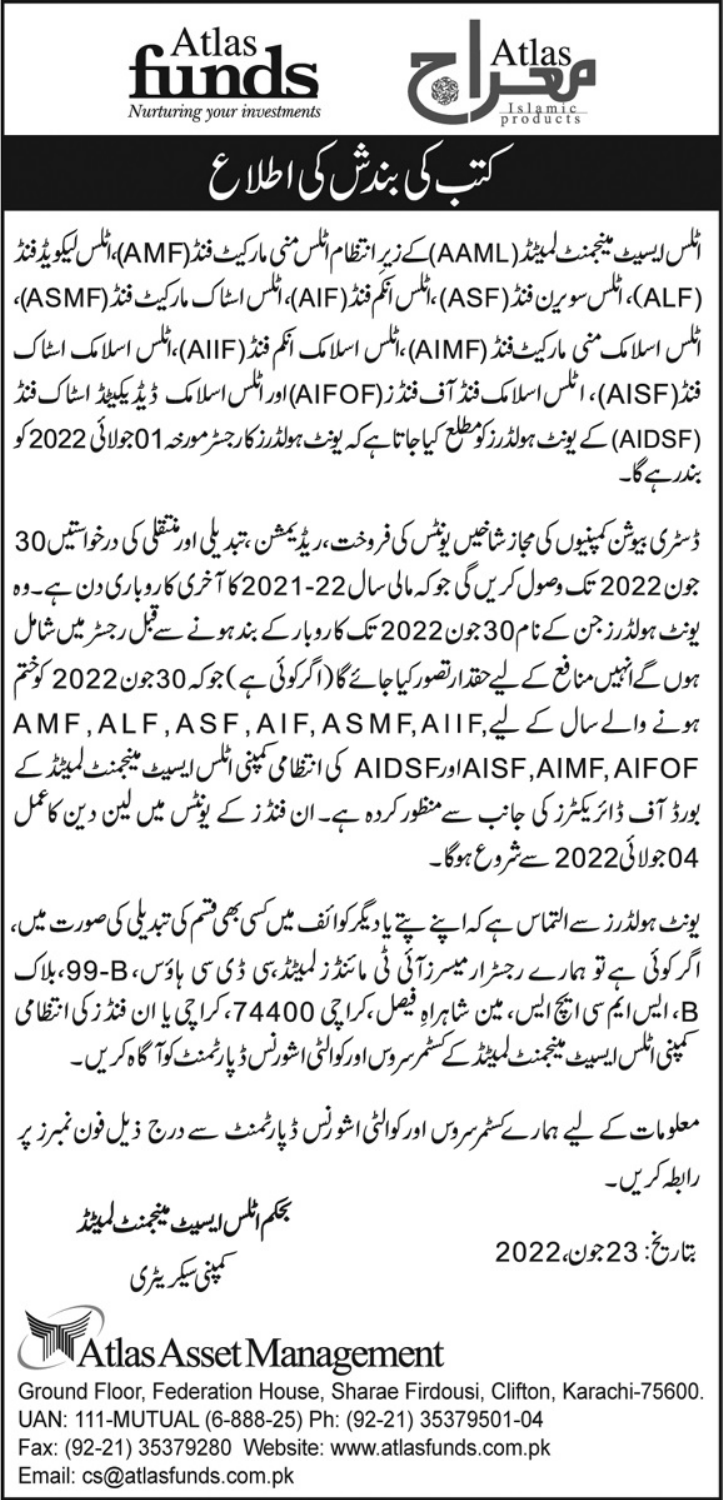**Atlas funds**
*Nurturing your investments*

**Atlas معراج**
Islamic products

# کتب کی بندش کی اطلاع

اٹلس ایسیٹ مینجمنٹ لمیٹڈ (AAML) کے زیر انتظام اٹلس منی مارکیٹ فنڈ (AMF)، اٹلس لیکویڈ فنڈ (ALF)، اٹلس سوورین فنڈ (ASF)، اٹلس انکم فنڈ (AIF)، اٹلس اسٹاک مارکیٹ فنڈ (ASMF)، اٹلس اسلامک منی مارکیٹ فنڈ (AIMF)، اٹلس اسلامک انکم فنڈ (AIIF)، اٹلس اسلامک اسٹاک فنڈ (AISF)، اٹلس اسلامک فنڈ آف فنڈز (AIFOF) اور اٹلس اسلامک ڈیڈیکیٹڈ اسٹاک فنڈ (AIDSF) کے یونٹ ہولڈرز کو مطلع کیا جاتا ہے کہ یونٹ ہولڈرز کا رجسٹر مورخہ 01 جولائی 2022 کو بندرہے گا۔

ڈسٹری بیوشن کمپنیوں کی مجاز شاخیں یونٹس کی فروخت، ریڈیمشن، تبدیلی اور منتقلی کی درخواستیں 30 جون 2022 تک وصول کریں گی جو کہ مالی سال 22-2021 کا آخری کاروباری دن ہے۔ وہ یونٹ ہولڈرز جن کے نام 30 جون 2022 تک کاروبار کے بند ہونے سے قبل رجسٹر میں شامل ہوں گے انہیں منافع کے لیے حقدار تصور کیا جائے گا (اگر کوئی ہے) جو کہ 30 جون 2022 کو ختم ہونے والے سال کے لیے AMF, ALF, ASF, AIF, ASMF, AIIF, AISF, AIMF, AIFOF اور AIDSF کی انتظامی کمپنی اٹلس ایسیٹ مینجمنٹ لمیٹڈ کے بورڈ آف ڈائریکٹرز کی جانب سے منظور کردہ ہے۔ ان فنڈز کے یونٹس میں لین دین کا عمل 04 جولائی 2022 سے شروع ہوگا۔

یونٹ ہولڈرز سے التماس ہے کہ اپنے پتے یا دیگر کوائف میں کسی بھی قسم کی تبدیلی کی صورت میں، اگر کوئی ہے تو ہمارے رجسٹرار میسرز آئی ٹی مائنڈز لمیٹڈ، سی ڈی سی ہاؤس، B-99، بلاک B، ایس ایم سی ایچ ایس، مین شاہراہ فیصل، کراچی 74400، کراچی یا ان فنڈز کی انتظامی کمپنی اٹلس ایسیٹ مینجمنٹ لمیٹڈ کے کسٹمر سروس اور کوالٹی اشورنس ڈیپارٹمنٹ کو آگاہ کریں۔

معلومات کے لیے ہمارے کسٹمر سروس اور کوالٹی اشورنس ڈیپارٹمنٹ سے درج ذیل فون نمبرز پر رابطہ کریں۔

بتاریخ: 23 جون، 2022

بحکم اٹلس ایسیٹ مینجمنٹ لمیٹڈ
کمپنی سیکریٹری

**Atlas Asset Management**

Ground Floor, Federation House, Sharae Firdousi, Clifton, Karachi-75600.
UAN: 111-MUTUAL (6-888-25) Ph: (92-21) 35379501-04
Fax: (92-21) 35379280 Website: www.atlasfunds.com.pk
Email: cs@atlasfunds.com.pk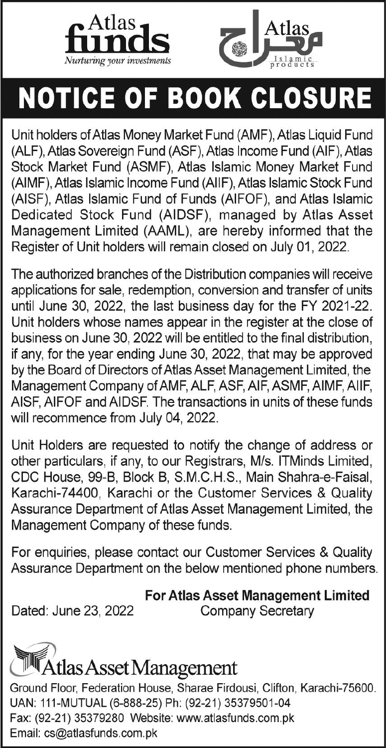Atlas funds
*Nurturing your investments*

Atlas معراج Islamic products

# NOTICE OF BOOK CLOSURE

Unit holders of Atlas Money Market Fund (AMF), Atlas Liquid Fund (ALF), Atlas Sovereign Fund (ASF), Atlas Income Fund (AIF), Atlas Stock Market Fund (ASMF), Atlas Islamic Money Market Fund (AIMF), Atlas Islamic Income Fund (AIIF), Atlas Islamic Stock Fund (AISF), Atlas Islamic Fund of Funds (AIFOF), and Atlas Islamic Dedicated Stock Fund (AIDSF), managed by Atlas Asset Management Limited (AAML), are hereby informed that the Register of Unit holders will remain closed on July 01, 2022.

The authorized branches of the Distribution companies will receive applications for sale, redemption, conversion and transfer of units until June 30, 2022, the last business day for the FY 2021-22. Unit holders whose names appear in the register at the close of business on June 30, 2022 will be entitled to the final distribution, if any, for the year ending June 30, 2022, that may be approved by the Board of Directors of Atlas Asset Management Limited, the Management Company of AMF, ALF, ASF, AIF, ASMF, AIMF, AIIF, AISF, AIFOF and AIDSF. The transactions in units of these funds will recommence from July 04, 2022.

Unit Holders are requested to notify the change of address or other particulars, if any, to our Registrars, M/s. ITMinds Limited, CDC House, 99-B, Block B, S.M.C.H.S., Main Shahra-e-Faisal, Karachi-74400, Karachi or the Customer Services & Quality Assurance Department of Atlas Asset Management Limited, the Management Company of these funds.

For enquiries, please contact our Customer Services & Quality Assurance Department on the below mentioned phone numbers.

**For Atlas Asset Management Limited**
Company Secretary

Dated: June 23, 2022

Atlas Asset Management

Ground Floor, Federation House, Sharae Firdousi, Clifton, Karachi-75600.
UAN: 111-MUTUAL (6-888-25) Ph: (92-21) 35379501-04
Fax: (92-21) 35379280 Website: www.atlasfunds.com.pk
Email: cs@atlasfunds.com.pk